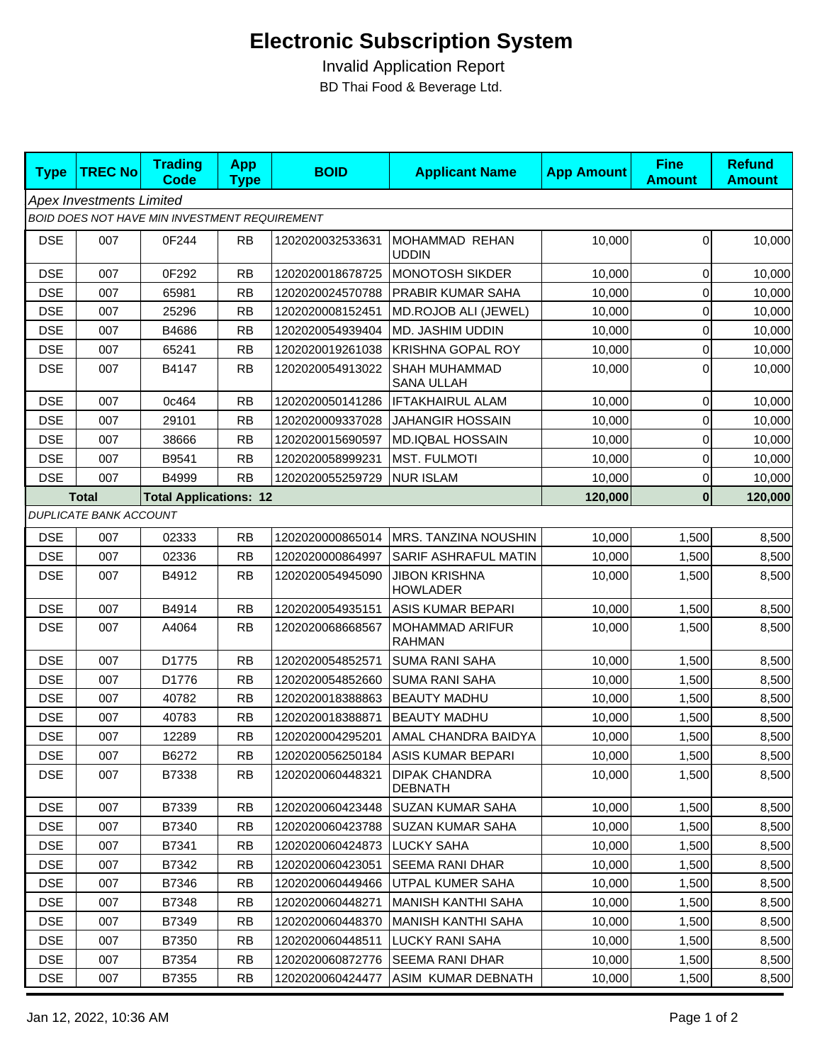# Electronic Subscription System

Invalid Application Report

BD Thai Food & Beverage Ltd.

| Type | TREC No | Trading Code | App Type | BOID | Applicant Name | App Amount | Fine Amount | Refund Amount |
|---|---|---|---|---|---|---|---|---|
| *Apex Investments Limited* | | | | | | | | |
| *BOID DOES NOT HAVE MIN INVESTMENT REQUIREMENT* | | | | | | | | |
| DSE | 007 | 0F244 | RB | 1202020032533631 | MOHAMMAD REHAN UDDIN | 10,000 | 0 | 10,000 |
| DSE | 007 | 0F292 | RB | 1202020018678725 | MONOTOSH SIKDER | 10,000 | 0 | 10,000 |
| DSE | 007 | 65981 | RB | 1202020024570788 | PRABIR KUMAR SAHA | 10,000 | 0 | 10,000 |
| DSE | 007 | 25296 | RB | 1202020008152451 | MD.ROJOB ALI (JEWEL) | 10,000 | 0 | 10,000 |
| DSE | 007 | B4686 | RB | 1202020054939404 | MD. JASHIM UDDIN | 10,000 | 0 | 10,000 |
| DSE | 007 | 65241 | RB | 1202020019261038 | KRISHNA GOPAL ROY | 10,000 | 0 | 10,000 |
| DSE | 007 | B4147 | RB | 1202020054913022 | SHAH MUHAMMAD SANA ULLAH | 10,000 | 0 | 10,000 |
| DSE | 007 | 0c464 | RB | 1202020050141286 | IFTAKHAIRUL ALAM | 10,000 | 0 | 10,000 |
| DSE | 007 | 29101 | RB | 1202020009337028 | JAHANGIR HOSSAIN | 10,000 | 0 | 10,000 |
| DSE | 007 | 38666 | RB | 1202020015690597 | MD.IQBAL HOSSAIN | 10,000 | 0 | 10,000 |
| DSE | 007 | B9541 | RB | 1202020058999231 | MST. FULMOTI | 10,000 | 0 | 10,000 |
| DSE | 007 | B4999 | RB | 1202020055259729 | NUR ISLAM | 10,000 | 0 | 10,000 |
| **Total** | | **Total Applications: 12** | | | | **120,000** | **0** | **120,000** |
| *DUPLICATE BANK ACCOUNT* | | | | | | | | |
| DSE | 007 | 02333 | RB | 1202020000865014 | MRS. TANZINA NOUSHIN | 10,000 | 1,500 | 8,500 |
| DSE | 007 | 02336 | RB | 1202020000864997 | SARIF ASHRAFUL MATIN | 10,000 | 1,500 | 8,500 |
| DSE | 007 | B4912 | RB | 1202020054945090 | JIBON KRISHNA HOWLADER | 10,000 | 1,500 | 8,500 |
| DSE | 007 | B4914 | RB | 1202020054935151 | ASIS KUMAR BEPARI | 10,000 | 1,500 | 8,500 |
| DSE | 007 | A4064 | RB | 1202020068668567 | MOHAMMAD ARIFUR RAHMAN | 10,000 | 1,500 | 8,500 |
| DSE | 007 | D1775 | RB | 1202020054852571 | SUMA RANI SAHA | 10,000 | 1,500 | 8,500 |
| DSE | 007 | D1776 | RB | 1202020054852660 | SUMA RANI SAHA | 10,000 | 1,500 | 8,500 |
| DSE | 007 | 40782 | RB | 1202020018388863 | BEAUTY MADHU | 10,000 | 1,500 | 8,500 |
| DSE | 007 | 40783 | RB | 1202020018388871 | BEAUTY MADHU | 10,000 | 1,500 | 8,500 |
| DSE | 007 | 12289 | RB | 1202020004295201 | AMAL CHANDRA BAIDYA | 10,000 | 1,500 | 8,500 |
| DSE | 007 | B6272 | RB | 1202020056250184 | ASIS KUMAR BEPARI | 10,000 | 1,500 | 8,500 |
| DSE | 007 | B7338 | RB | 1202020060448321 | DIPAK CHANDRA DEBNATH | 10,000 | 1,500 | 8,500 |
| DSE | 007 | B7339 | RB | 1202020060423448 | SUZAN KUMAR SAHA | 10,000 | 1,500 | 8,500 |
| DSE | 007 | B7340 | RB | 1202020060423788 | SUZAN KUMAR SAHA | 10,000 | 1,500 | 8,500 |
| DSE | 007 | B7341 | RB | 1202020060424873 | LUCKY SAHA | 10,000 | 1,500 | 8,500 |
| DSE | 007 | B7342 | RB | 1202020060423051 | SEEMA RANI DHAR | 10,000 | 1,500 | 8,500 |
| DSE | 007 | B7346 | RB | 1202020060449466 | UTPAL KUMER SAHA | 10,000 | 1,500 | 8,500 |
| DSE | 007 | B7348 | RB | 1202020060448271 | MANISH KANTHI SAHA | 10,000 | 1,500 | 8,500 |
| DSE | 007 | B7349 | RB | 1202020060448370 | MANISH KANTHI SAHA | 10,000 | 1,500 | 8,500 |
| DSE | 007 | B7350 | RB | 1202020060448511 | LUCKY RANI SAHA | 10,000 | 1,500 | 8,500 |
| DSE | 007 | B7354 | RB | 1202020060872776 | SEEMA RANI DHAR | 10,000 | 1,500 | 8,500 |
| DSE | 007 | B7355 | RB | 1202020060424477 | ASIM KUMAR DEBNATH | 10,000 | 1,500 | 8,500 |

Jan 12, 2022, 10:36 AM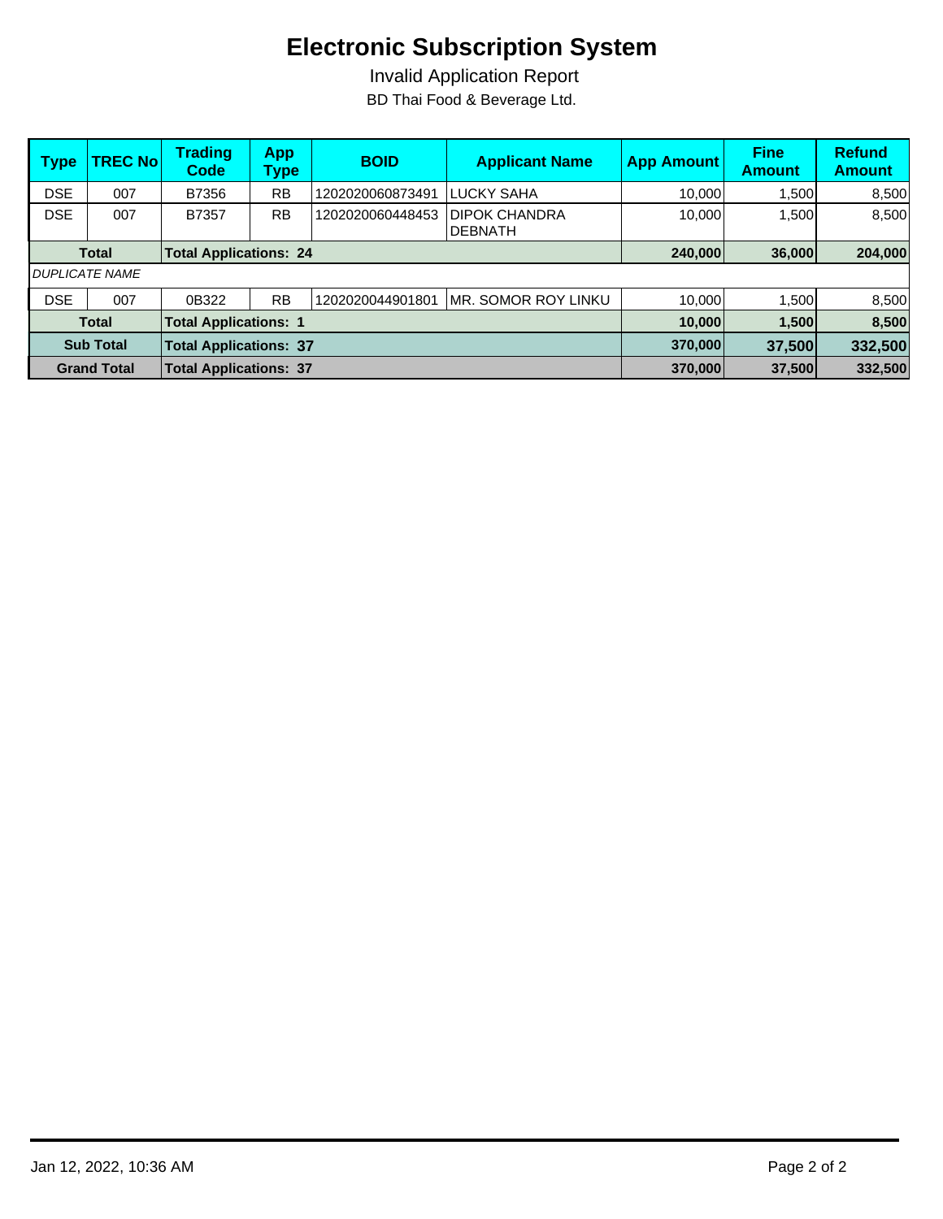# Electronic Subscription System

Invalid Application Report

BD Thai Food & Beverage Ltd.

| Type | TREC No | Trading Code | App Type | BOID | Applicant Name | App Amount | Fine Amount | Refund Amount |
|---|---|---|---|---|---|---|---|---|
| DSE | 007 | B7356 | RB | 1202020060873491 | LUCKY SAHA | 10,000 | 1,500 | 8,500 |
| DSE | 007 | B7357 | RB | 1202020060448453 | DIPOK CHANDRA DEBNATH | 10,000 | 1,500 | 8,500 |
| **Total** | | **Total Applications: 24** | | | | **240,000** | **36,000** | **204,000** |
| *DUPLICATE NAME* | | | | | | | | |
| DSE | 007 | 0B322 | RB | 1202020044901801 | MR. SOMOR ROY LINKU | 10,000 | 1,500 | 8,500 |
| **Total** | | **Total Applications: 1** | | | | **10,000** | **1,500** | **8,500** |
| **Sub Total** | | **Total Applications: 37** | | | | **370,000** | **37,500** | **332,500** |
| **Grand Total** | | **Total Applications: 37** | | | | **370,000** | **37,500** | **332,500** |

Jan 12, 2022, 10:36 AM